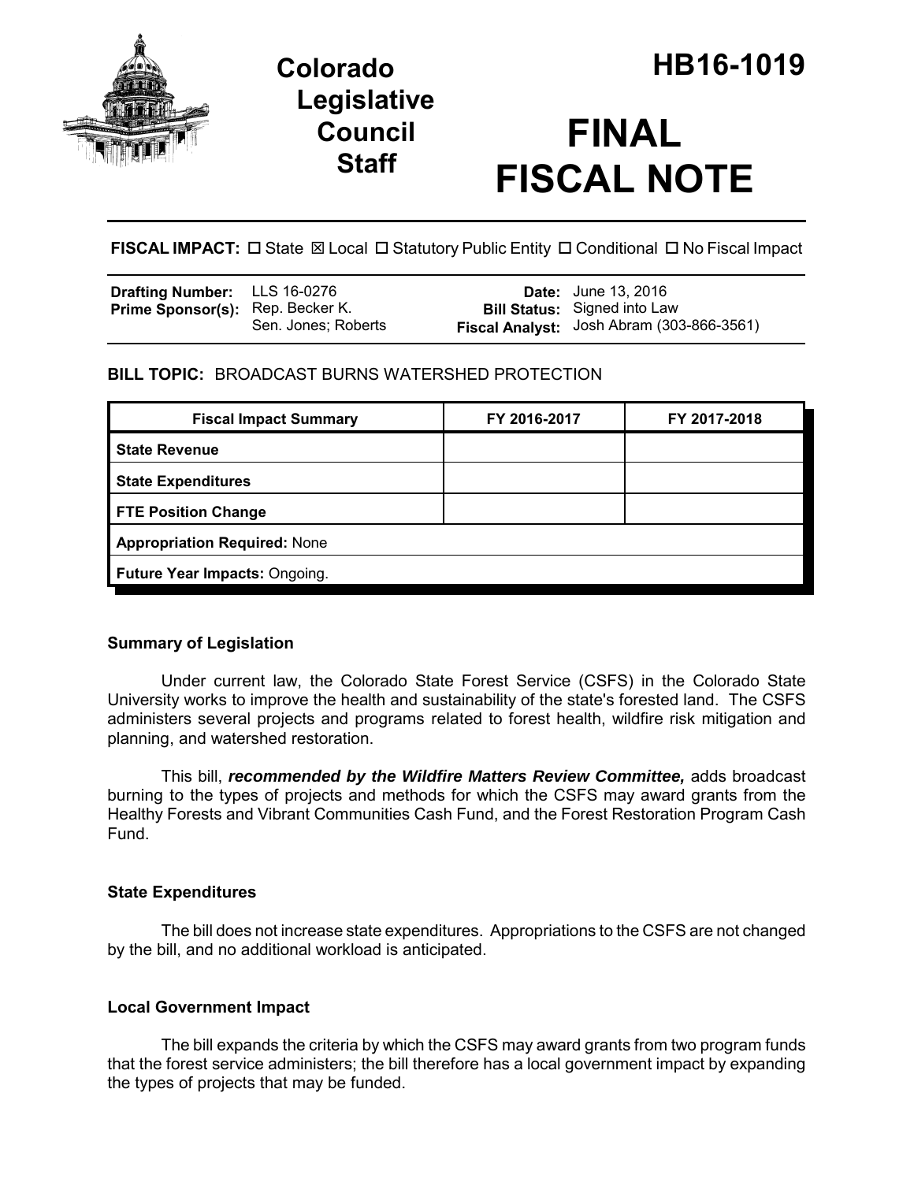# Colorado Legislative Council Staff

# HB16-1019

# FINAL FISCAL NOTE

**FISCAL IMPACT:** ☐ State ☒ Local ☐ Statutory Public Entity ☐ Conditional ☐ No Fiscal Impact

| | | | |
|---|---|---|---|
| **Drafting Number:** | LLS 16-0276 | **Date:** | June 13, 2016 |
| **Prime Sponsor(s):** | Rep. Becker K.<br>Sen. Jones; Roberts | **Bill Status:** | Signed into Law |
| | | **Fiscal Analyst:** | Josh Abram (303-866-3561) |

**BILL TOPIC:** BROADCAST BURNS WATERSHED PROTECTION

| Fiscal Impact Summary | FY 2016-2017 | FY 2017-2018 |
|---|---|---|
| **State Revenue** | | |
| **State Expenditures** | | |
| **FTE Position Change** | | |
| **Appropriation Required:** None | | |
| **Future Year Impacts:** Ongoing. | | |

### Summary of Legislation

Under current law, the Colorado State Forest Service (CSFS) in the Colorado State University works to improve the health and sustainability of the state's forested land. The CSFS administers several projects and programs related to forest health, wildfire risk mitigation and planning, and watershed restoration.

This bill, ***recommended by the Wildfire Matters Review Committee,*** adds broadcast burning to the types of projects and methods for which the CSFS may award grants from the Healthy Forests and Vibrant Communities Cash Fund, and the Forest Restoration Program Cash Fund.

### State Expenditures

The bill does not increase state expenditures. Appropriations to the CSFS are not changed by the bill, and no additional workload is anticipated.

### Local Government Impact

The bill expands the criteria by which the CSFS may award grants from two program funds that the forest service administers; the bill therefore has a local government impact by expanding the types of projects that may be funded.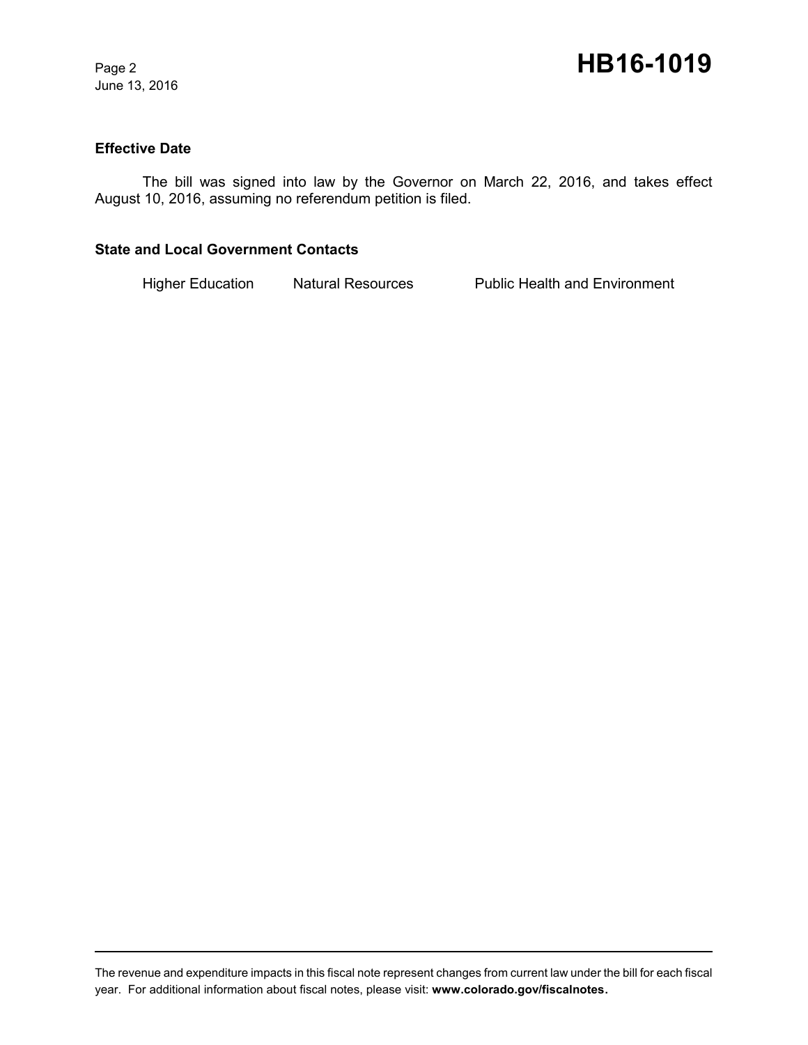**Effective Date**

The bill was signed into law by the Governor on March 22, 2016, and takes effect August 10, 2016, assuming no referendum petition is filed.

**State and Local Government Contacts**

Higher Education     Natural Resources     Public Health and Environment

The revenue and expenditure impacts in this fiscal note represent changes from current law under the bill for each fiscal year. For additional information about fiscal notes, please visit: **www.colorado.gov/fiscalnotes.**